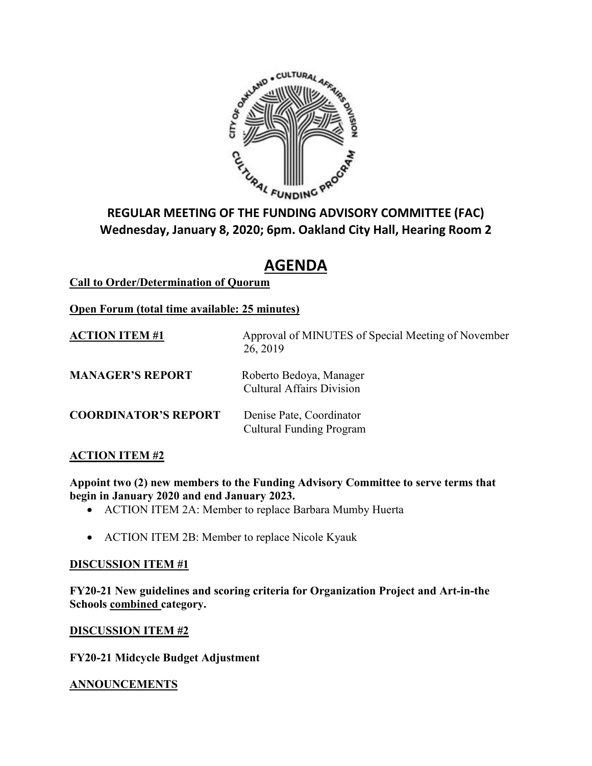**REGULAR MEETING OF THE FUNDING ADVISORY COMMITTEE (FAC)**
**Wednesday, January 8, 2020; 6pm. Oakland City Hall, Hearing Room 2**

# AGENDA

**Call to Order/Determination of Quorum**

**Open Forum (total time available: 25 minutes)**

**ACTION ITEM #1** — Approval of MINUTES of Special Meeting of November 26, 2019

**MANAGER'S REPORT** — Roberto Bedoya, Manager
Cultural Affairs Division

**COORDINATOR'S REPORT** — Denise Pate, Coordinator
Cultural Funding Program

**ACTION ITEM #2**

**Appoint two (2) new members to the Funding Advisory Committee to serve terms that begin in January 2020 and end January 2023.**

- ACTION ITEM 2A: Member to replace Barbara Mumby Huerta
- ACTION ITEM 2B: Member to replace Nicole Kyauk

**DISCUSSION ITEM #1**

**FY20-21 New guidelines and scoring criteria for Organization Project and Art-in-the Schools combined category.**

**DISCUSSION ITEM #2**

**FY20-21 Midcycle Budget Adjustment**

**ANNOUNCEMENTS**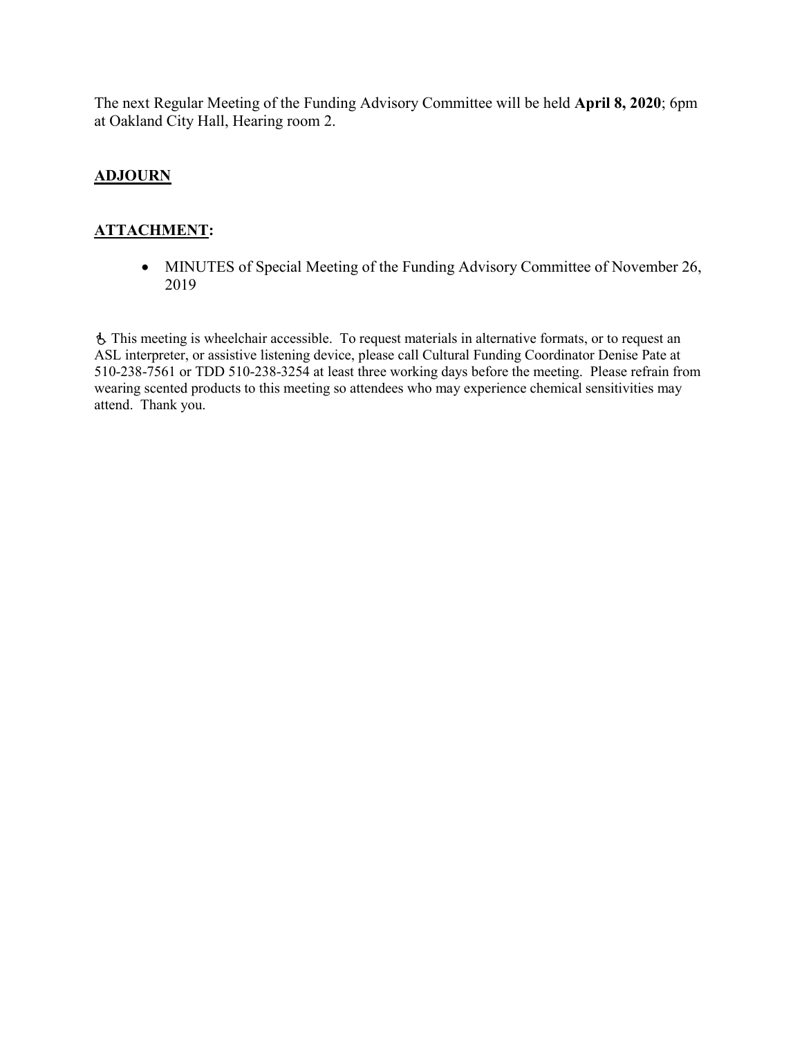The next Regular Meeting of the Funding Advisory Committee will be held **April 8, 2020**; 6pm at Oakland City Hall, Hearing room 2.

## ADJOURN

## ATTACHMENT:

- MINUTES of Special Meeting of the Funding Advisory Committee of November 26, 2019

♿ This meeting is wheelchair accessible. To request materials in alternative formats, or to request an ASL interpreter, or assistive listening device, please call Cultural Funding Coordinator Denise Pate at 510-238-7561 or TDD 510-238-3254 at least three working days before the meeting. Please refrain from wearing scented products to this meeting so attendees who may experience chemical sensitivities may attend. Thank you.